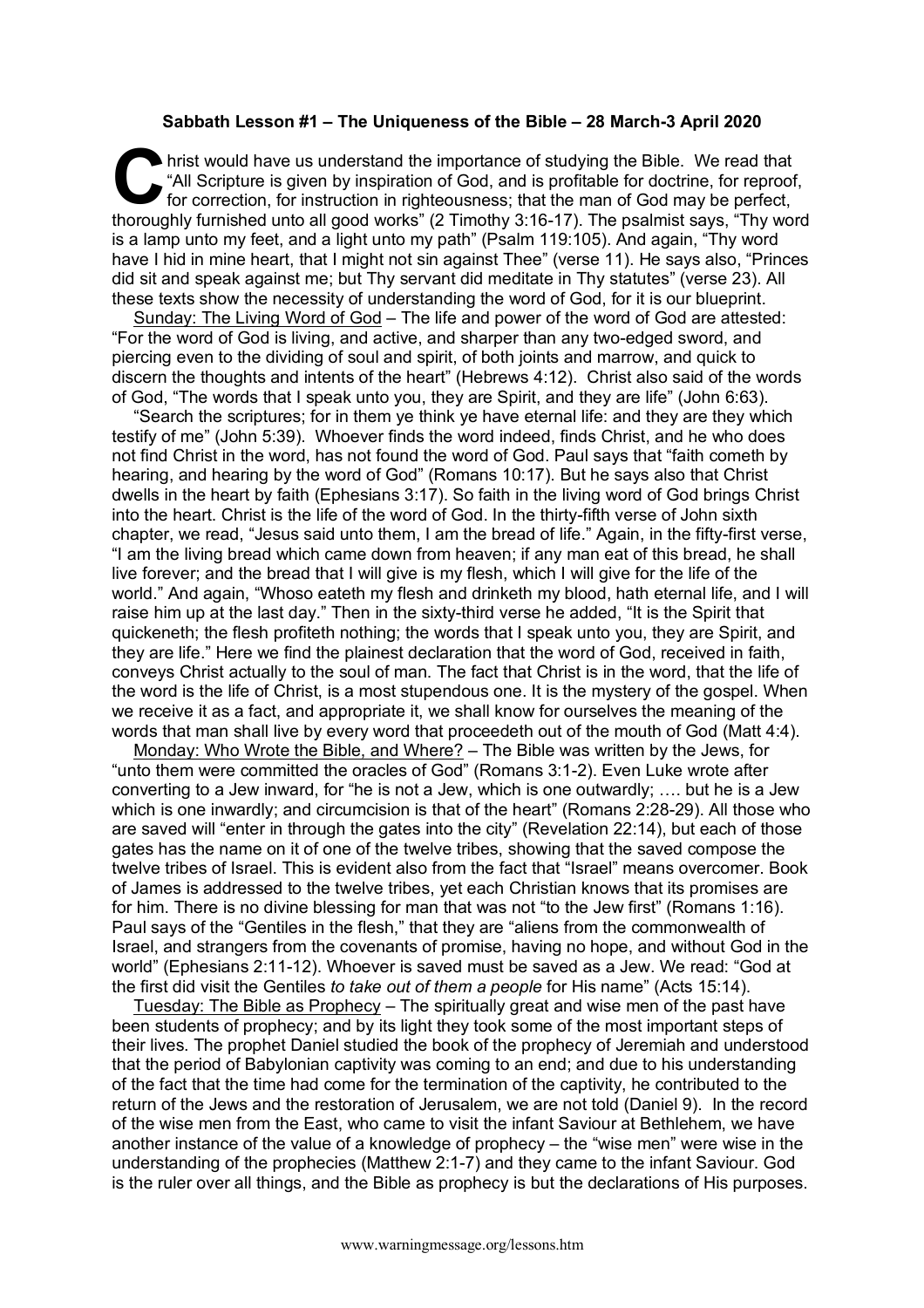**Sabbath Lesson #1 – The Uniqueness of the Bible – 28 March-3 April 2020**

Christ would have us understand the importance of studying the Bible. We read that "All Scripture is given by inspiration of God, and is profitable for doctrine, for reproof, for correction, for instruction in righteousness; that the man of God may be perfect, thoroughly furnished unto all good works" (2 Timothy 3:16-17). The psalmist says, "Thy word is a lamp unto my feet, and a light unto my path" (Psalm 119:105). And again, "Thy word have I hid in mine heart, that I might not sin against Thee" (verse 11). He says also, "Princes did sit and speak against me; but Thy servant did meditate in Thy statutes" (verse 23). All these texts show the necessity of understanding the word of God, for it is our blueprint.

Sunday: The Living Word of God – The life and power of the word of God are attested: "For the word of God is living, and active, and sharper than any two-edged sword, and piercing even to the dividing of soul and spirit, of both joints and marrow, and quick to discern the thoughts and intents of the heart" (Hebrews 4:12). Christ also said of the words of God, "The words that I speak unto you, they are Spirit, and they are life" (John 6:63).

"Search the scriptures; for in them ye think ye have eternal life: and they are they which testify of me" (John 5:39). Whoever finds the word indeed, finds Christ, and he who does not find Christ in the word, has not found the word of God. Paul says that "faith cometh by hearing, and hearing by the word of God" (Romans 10:17). But he says also that Christ dwells in the heart by faith (Ephesians 3:17). So faith in the living word of God brings Christ into the heart. Christ is the life of the word of God. In the thirty-fifth verse of John sixth chapter, we read, "Jesus said unto them, I am the bread of life." Again, in the fifty-first verse, "I am the living bread which came down from heaven; if any man eat of this bread, he shall live forever; and the bread that I will give is my flesh, which I will give for the life of the world." And again, "Whoso eateth my flesh and drinketh my blood, hath eternal life, and I will raise him up at the last day." Then in the sixty-third verse he added, "It is the Spirit that quickeneth; the flesh profiteth nothing; the words that I speak unto you, they are Spirit, and they are life." Here we find the plainest declaration that the word of God, received in faith, conveys Christ actually to the soul of man. The fact that Christ is in the word, that the life of the word is the life of Christ, is a most stupendous one. It is the mystery of the gospel. When we receive it as a fact, and appropriate it, we shall know for ourselves the meaning of the words that man shall live by every word that proceedeth out of the mouth of God (Matt 4:4).

Monday: Who Wrote the Bible, and Where? – The Bible was written by the Jews, for "unto them were committed the oracles of God" (Romans 3:1-2). Even Luke wrote after converting to a Jew inward, for "he is not a Jew, which is one outwardly; …. but he is a Jew which is one inwardly; and circumcision is that of the heart" (Romans 2:28-29). All those who are saved will "enter in through the gates into the city" (Revelation 22:14), but each of those gates has the name on it of one of the twelve tribes, showing that the saved compose the twelve tribes of Israel. This is evident also from the fact that "Israel" means overcomer. Book of James is addressed to the twelve tribes, yet each Christian knows that its promises are for him. There is no divine blessing for man that was not "to the Jew first" (Romans 1:16). Paul says of the "Gentiles in the flesh," that they are "aliens from the commonwealth of Israel, and strangers from the covenants of promise, having no hope, and without God in the world" (Ephesians 2:11-12). Whoever is saved must be saved as a Jew. We read: "God at the first did visit the Gentiles *to take out of them a people* for His name" (Acts 15:14).

Tuesday: The Bible as Prophecy – The spiritually great and wise men of the past have been students of prophecy; and by its light they took some of the most important steps of their lives. The prophet Daniel studied the book of the prophecy of Jeremiah and understood that the period of Babylonian captivity was coming to an end; and due to his understanding of the fact that the time had come for the termination of the captivity, he contributed to the return of the Jews and the restoration of Jerusalem, we are not told (Daniel 9). In the record of the wise men from the East, who came to visit the infant Saviour at Bethlehem, we have another instance of the value of a knowledge of prophecy – the "wise men" were wise in the understanding of the prophecies (Matthew 2:1-7) and they came to the infant Saviour. God is the ruler over all things, and the Bible as prophecy is but the declarations of His purposes.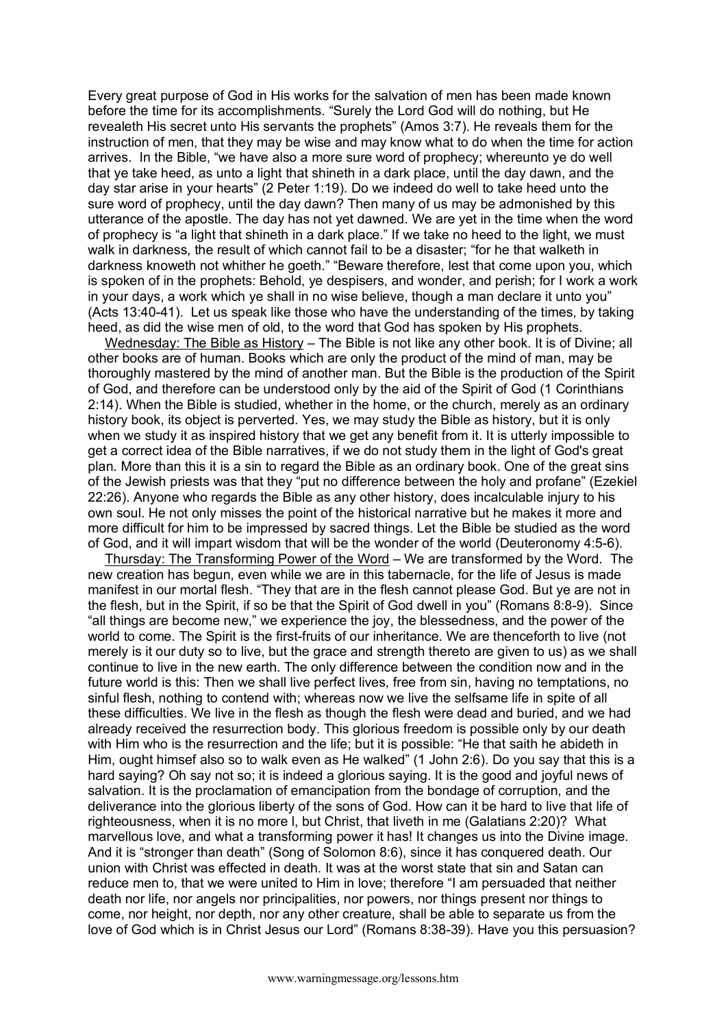Every great purpose of God in His works for the salvation of men has been made known before the time for its accomplishments. “Surely the Lord God will do nothing, but He revealeth His secret unto His servants the prophets” (Amos 3:7). He reveals them for the instruction of men, that they may be wise and may know what to do when the time for action arrives. In the Bible, “we have also a more sure word of prophecy; whereunto ye do well that ye take heed, as unto a light that shineth in a dark place, until the day dawn, and the day star arise in your hearts” (2 Peter 1:19). Do we indeed do well to take heed unto the sure word of prophecy, until the day dawn? Then many of us may be admonished by this utterance of the apostle. The day has not yet dawned. We are yet in the time when the word of prophecy is “a light that shineth in a dark place.” If we take no heed to the light, we must walk in darkness, the result of which cannot fail to be a disaster; “for he that walketh in darkness knoweth not whither he goeth.” “Beware therefore, lest that come upon you, which is spoken of in the prophets: Behold, ye despisers, and wonder, and perish; for I work a work in your days, a work which ye shall in no wise believe, though a man declare it unto you” (Acts 13:40-41). Let us speak like those who have the understanding of the times, by taking heed, as did the wise men of old, to the word that God has spoken by His prophets.

Wednesday: The Bible as History – The Bible is not like any other book. It is of Divine; all other books are of human. Books which are only the product of the mind of man, may be thoroughly mastered by the mind of another man. But the Bible is the production of the Spirit of God, and therefore can be understood only by the aid of the Spirit of God (1 Corinthians 2:14). When the Bible is studied, whether in the home, or the church, merely as an ordinary history book, its object is perverted. Yes, we may study the Bible as history, but it is only when we study it as inspired history that we get any benefit from it. It is utterly impossible to get a correct idea of the Bible narratives, if we do not study them in the light of God's great plan. More than this it is a sin to regard the Bible as an ordinary book. One of the great sins of the Jewish priests was that they “put no difference between the holy and profane” (Ezekiel 22:26). Anyone who regards the Bible as any other history, does incalculable injury to his own soul. He not only misses the point of the historical narrative but he makes it more and more difficult for him to be impressed by sacred things. Let the Bible be studied as the word of God, and it will impart wisdom that will be the wonder of the world (Deuteronomy 4:5-6).

Thursday: The Transforming Power of the Word – We are transformed by the Word. The new creation has begun, even while we are in this tabernacle, for the life of Jesus is made manifest in our mortal flesh. “They that are in the flesh cannot please God. But ye are not in the flesh, but in the Spirit, if so be that the Spirit of God dwell in you” (Romans 8:8-9). Since “all things are become new,” we experience the joy, the blessedness, and the power of the world to come. The Spirit is the first-fruits of our inheritance. We are thenceforth to live (not merely is it our duty so to live, but the grace and strength thereto are given to us) as we shall continue to live in the new earth. The only difference between the condition now and in the future world is this: Then we shall live perfect lives, free from sin, having no temptations, no sinful flesh, nothing to contend with; whereas now we live the selfsame life in spite of all these difficulties. We live in the flesh as though the flesh were dead and buried, and we had already received the resurrection body. This glorious freedom is possible only by our death with Him who is the resurrection and the life; but it is possible: “He that saith he abideth in Him, ought himsef also so to walk even as He walked” (1 John 2:6). Do you say that this is a hard saying? Oh say not so; it is indeed a glorious saying. It is the good and joyful news of salvation. It is the proclamation of emancipation from the bondage of corruption, and the deliverance into the glorious liberty of the sons of God. How can it be hard to live that life of righteousness, when it is no more I, but Christ, that liveth in me (Galatians 2:20)? What marvellous love, and what a transforming power it has! It changes us into the Divine image. And it is “stronger than death” (Song of Solomon 8:6), since it has conquered death. Our union with Christ was effected in death. It was at the worst state that sin and Satan can reduce men to, that we were united to Him in love; therefore “I am persuaded that neither death nor life, nor angels nor principalities, nor powers, nor things present nor things to come, nor height, nor depth, nor any other creature, shall be able to separate us from the love of God which is in Christ Jesus our Lord” (Romans 8:38-39). Have you this persuasion?